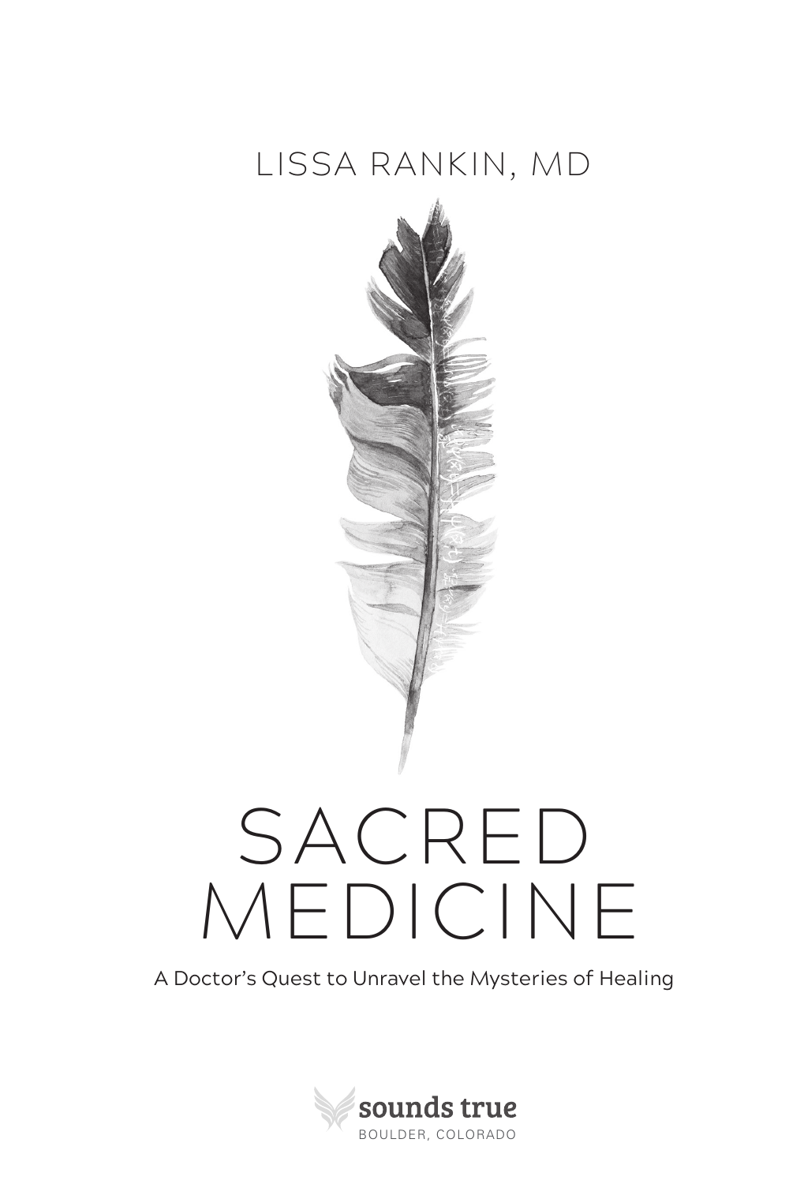LISSA RANKIN, MD

# SACRED MEDICINE

A Doctor's Quest to Unravel the Mysteries of Healing

sounds true
BOULDER, COLORADO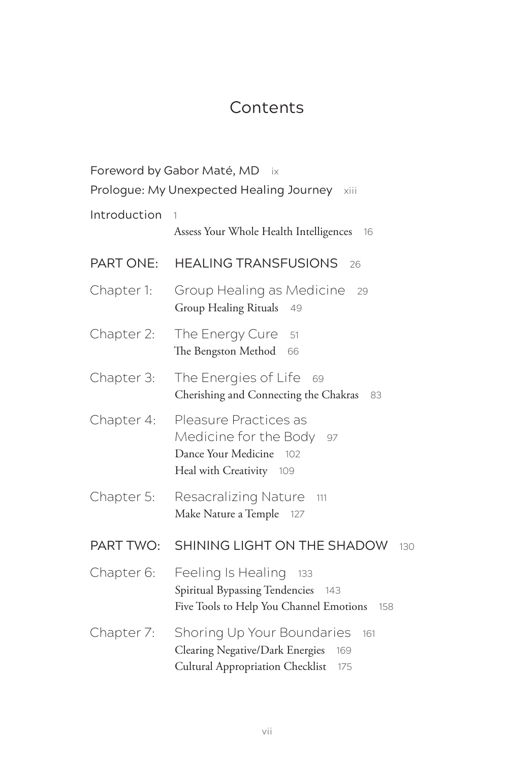# Contents

Foreword by Gabor Maté, MD ix

Prologue: My Unexpected Healing Journey xiii

Introduction 1
- Assess Your Whole Health Intelligences 16

## PART ONE: HEALING TRANSFUSIONS 26

Chapter 1: Group Healing as Medicine 29
- Group Healing Rituals 49

Chapter 2: The Energy Cure 51
- The Bengston Method 66

Chapter 3: The Energies of Life 69
- Cherishing and Connecting the Chakras 83

Chapter 4: Pleasure Practices as Medicine for the Body 97
- Dance Your Medicine 102
- Heal with Creativity 109

Chapter 5: Resacralizing Nature 111
- Make Nature a Temple 127

## PART TWO: SHINING LIGHT ON THE SHADOW 130

Chapter 6: Feeling Is Healing 133
- Spiritual Bypassing Tendencies 143
- Five Tools to Help You Channel Emotions 158

Chapter 7: Shoring Up Your Boundaries 161
- Clearing Negative/Dark Energies 169
- Cultural Appropriation Checklist 175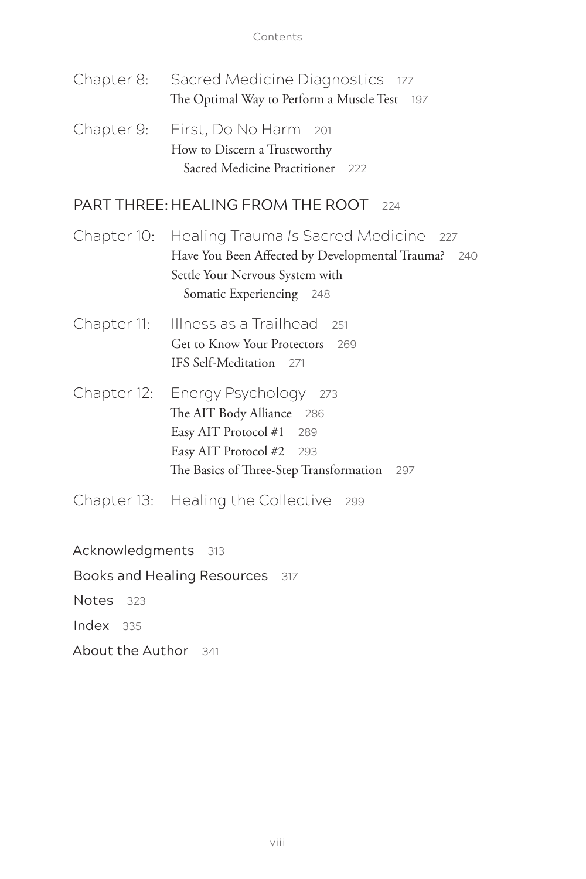Chapter 8: Sacred Medicine Diagnostics 177
The Optimal Way to Perform a Muscle Test 197

Chapter 9: First, Do No Harm 201
How to Discern a Trustworthy Sacred Medicine Practitioner 222

## PART THREE: HEALING FROM THE ROOT 224

Chapter 10: Healing Trauma *Is* Sacred Medicine 227
Have You Been Affected by Developmental Trauma? 240
Settle Your Nervous System with Somatic Experiencing 248

Chapter 11: Illness as a Trailhead 251
Get to Know Your Protectors 269
IFS Self-Meditation 271

Chapter 12: Energy Psychology 273
The AIT Body Alliance 286
Easy AIT Protocol #1 289
Easy AIT Protocol #2 293
The Basics of Three-Step Transformation 297

Chapter 13: Healing the Collective 299

Acknowledgments 313

Books and Healing Resources 317

Notes 323

Index 335

About the Author 341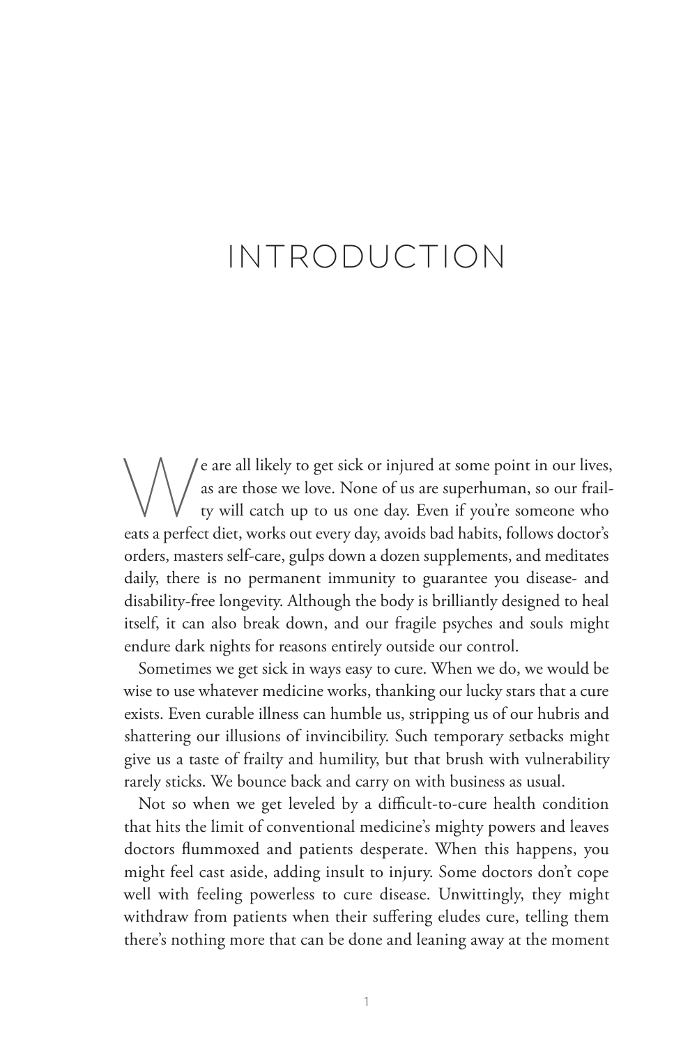# INTRODUCTION

We are all likely to get sick or injured at some point in our lives, as are those we love. None of us are superhuman, so our frailty will catch up to us one day. Even if you're someone who eats a perfect diet, works out every day, avoids bad habits, follows doctor's orders, masters self-care, gulps down a dozen supplements, and meditates daily, there is no permanent immunity to guarantee you disease- and disability-free longevity. Although the body is brilliantly designed to heal itself, it can also break down, and our fragile psyches and souls might endure dark nights for reasons entirely outside our control.

Sometimes we get sick in ways easy to cure. When we do, we would be wise to use whatever medicine works, thanking our lucky stars that a cure exists. Even curable illness can humble us, stripping us of our hubris and shattering our illusions of invincibility. Such temporary setbacks might give us a taste of frailty and humility, but that brush with vulnerability rarely sticks. We bounce back and carry on with business as usual.

Not so when we get leveled by a difficult-to-cure health condition that hits the limit of conventional medicine's mighty powers and leaves doctors flummoxed and patients desperate. When this happens, you might feel cast aside, adding insult to injury. Some doctors don't cope well with feeling powerless to cure disease. Unwittingly, they might withdraw from patients when their suffering eludes cure, telling them there's nothing more that can be done and leaning away at the moment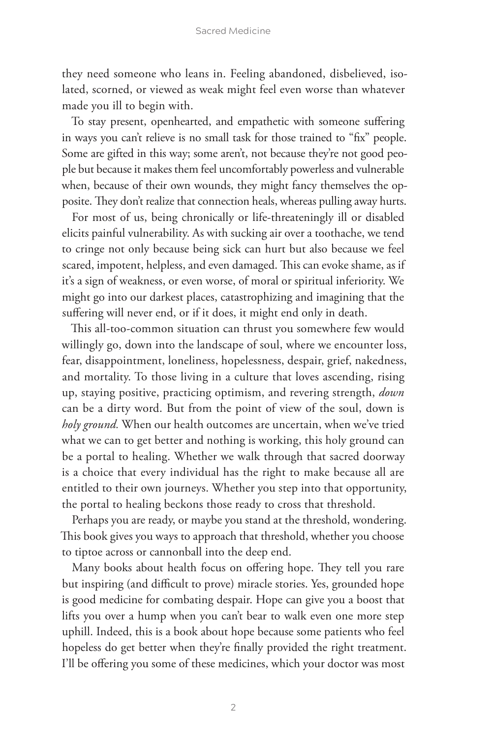they need someone who leans in. Feeling abandoned, disbelieved, isolated, scorned, or viewed as weak might feel even worse than whatever made you ill to begin with.

To stay present, openhearted, and empathetic with someone suffering in ways you can't relieve is no small task for those trained to "fix" people. Some are gifted in this way; some aren't, not because they're not good people but because it makes them feel uncomfortably powerless and vulnerable when, because of their own wounds, they might fancy themselves the opposite. They don't realize that connection heals, whereas pulling away hurts.

For most of us, being chronically or life-threateningly ill or disabled elicits painful vulnerability. As with sucking air over a toothache, we tend to cringe not only because being sick can hurt but also because we feel scared, impotent, helpless, and even damaged. This can evoke shame, as if it's a sign of weakness, or even worse, of moral or spiritual inferiority. We might go into our darkest places, catastrophizing and imagining that the suffering will never end, or if it does, it might end only in death.

This all-too-common situation can thrust you somewhere few would willingly go, down into the landscape of soul, where we encounter loss, fear, disappointment, loneliness, hopelessness, despair, grief, nakedness, and mortality. To those living in a culture that loves ascending, rising up, staying positive, practicing optimism, and revering strength, *down* can be a dirty word. But from the point of view of the soul, down is *holy ground.* When our health outcomes are uncertain, when we've tried what we can to get better and nothing is working, this holy ground can be a portal to healing. Whether we walk through that sacred doorway is a choice that every individual has the right to make because all are entitled to their own journeys. Whether you step into that opportunity, the portal to healing beckons those ready to cross that threshold.

Perhaps you are ready, or maybe you stand at the threshold, wondering. This book gives you ways to approach that threshold, whether you choose to tiptoe across or cannonball into the deep end.

Many books about health focus on offering hope. They tell you rare but inspiring (and difficult to prove) miracle stories. Yes, grounded hope is good medicine for combating despair. Hope can give you a boost that lifts you over a hump when you can't bear to walk even one more step uphill. Indeed, this is a book about hope because some patients who feel hopeless do get better when they're finally provided the right treatment. I'll be offering you some of these medicines, which your doctor was most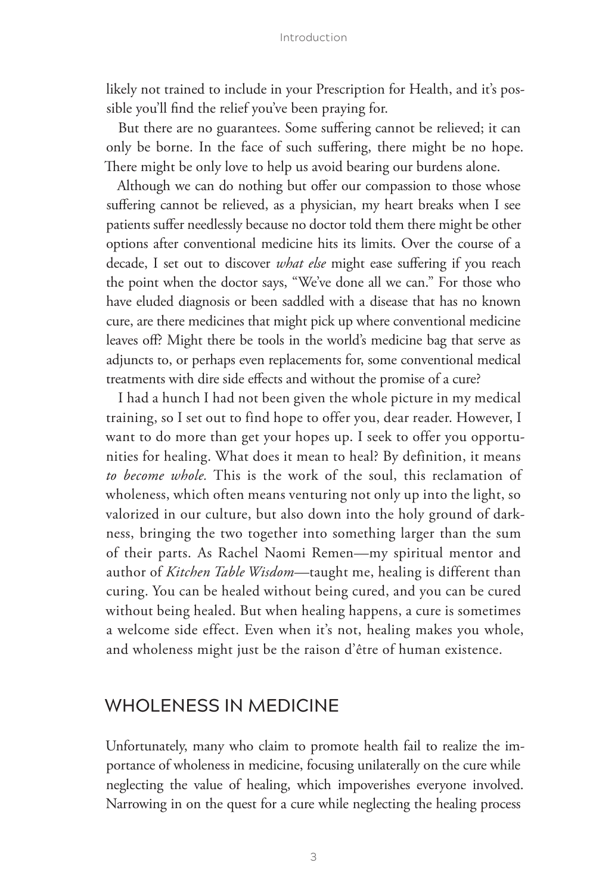likely not trained to include in your Prescription for Health, and it's possible you'll find the relief you've been praying for.

But there are no guarantees. Some suffering cannot be relieved; it can only be borne. In the face of such suffering, there might be no hope. There might be only love to help us avoid bearing our burdens alone.

Although we can do nothing but offer our compassion to those whose suffering cannot be relieved, as a physician, my heart breaks when I see patients suffer needlessly because no doctor told them there might be other options after conventional medicine hits its limits. Over the course of a decade, I set out to discover *what else* might ease suffering if you reach the point when the doctor says, "We've done all we can." For those who have eluded diagnosis or been saddled with a disease that has no known cure, are there medicines that might pick up where conventional medicine leaves off? Might there be tools in the world's medicine bag that serve as adjuncts to, or perhaps even replacements for, some conventional medical treatments with dire side effects and without the promise of a cure?

I had a hunch I had not been given the whole picture in my medical training, so I set out to find hope to offer you, dear reader. However, I want to do more than get your hopes up. I seek to offer you opportunities for healing. What does it mean to heal? By definition, it means *to become whole.* This is the work of the soul, this reclamation of wholeness, which often means venturing not only up into the light, so valorized in our culture, but also down into the holy ground of darkness, bringing the two together into something larger than the sum of their parts. As Rachel Naomi Remen—my spiritual mentor and author of *Kitchen Table Wisdom*—taught me, healing is different than curing. You can be healed without being cured, and you can be cured without being healed. But when healing happens, a cure is sometimes a welcome side effect. Even when it's not, healing makes you whole, and wholeness might just be the raison d'être of human existence.

## WHOLENESS IN MEDICINE

Unfortunately, many who claim to promote health fail to realize the importance of wholeness in medicine, focusing unilaterally on the cure while neglecting the value of healing, which impoverishes everyone involved. Narrowing in on the quest for a cure while neglecting the healing process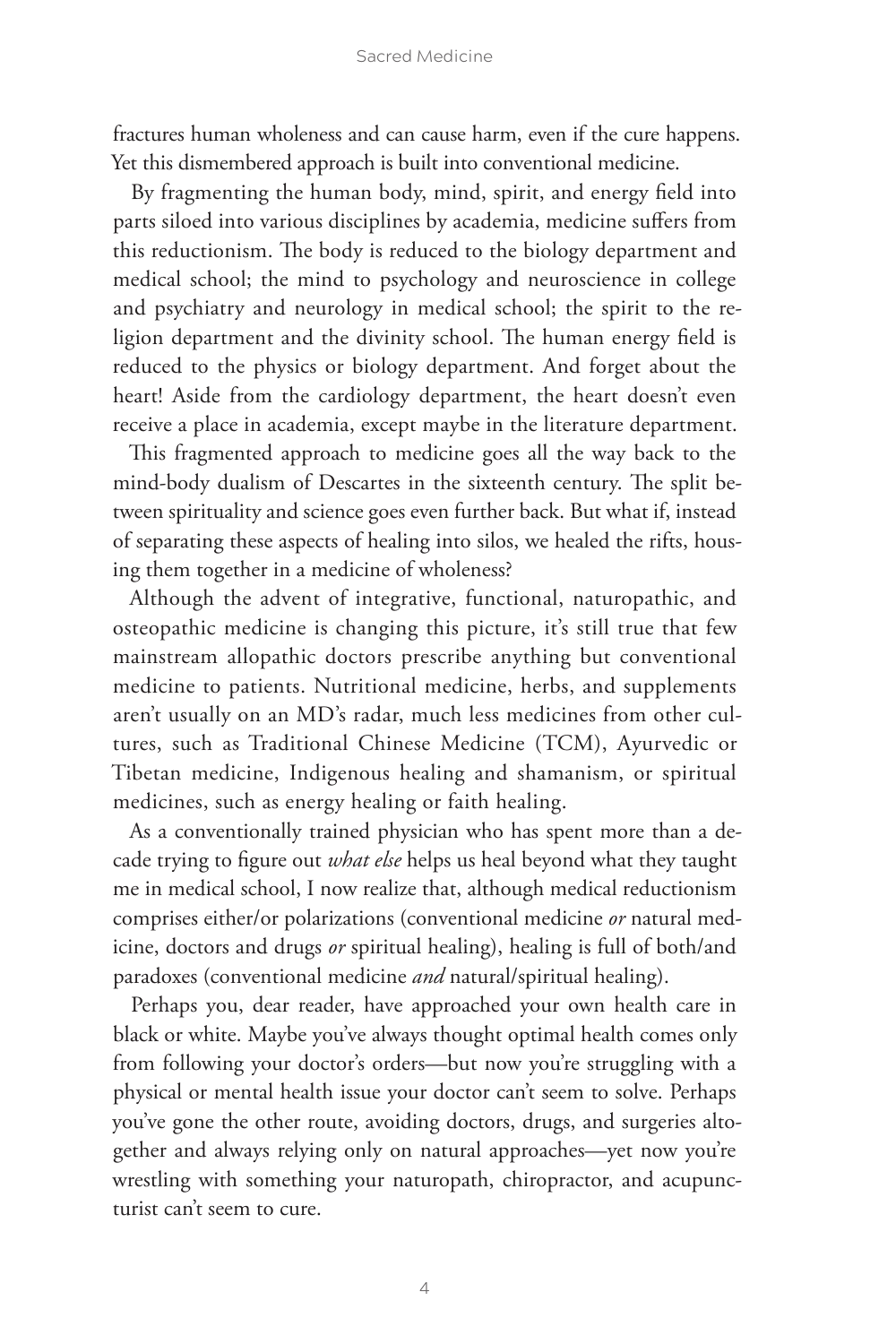fractures human wholeness and can cause harm, even if the cure happens. Yet this dismembered approach is built into conventional medicine.

By fragmenting the human body, mind, spirit, and energy field into parts siloed into various disciplines by academia, medicine suffers from this reductionism. The body is reduced to the biology department and medical school; the mind to psychology and neuroscience in college and psychiatry and neurology in medical school; the spirit to the religion department and the divinity school. The human energy field is reduced to the physics or biology department. And forget about the heart! Aside from the cardiology department, the heart doesn't even receive a place in academia, except maybe in the literature department.

This fragmented approach to medicine goes all the way back to the mind-body dualism of Descartes in the sixteenth century. The split between spirituality and science goes even further back. But what if, instead of separating these aspects of healing into silos, we healed the rifts, housing them together in a medicine of wholeness?

Although the advent of integrative, functional, naturopathic, and osteopathic medicine is changing this picture, it's still true that few mainstream allopathic doctors prescribe anything but conventional medicine to patients. Nutritional medicine, herbs, and supplements aren't usually on an MD's radar, much less medicines from other cultures, such as Traditional Chinese Medicine (TCM), Ayurvedic or Tibetan medicine, Indigenous healing and shamanism, or spiritual medicines, such as energy healing or faith healing.

As a conventionally trained physician who has spent more than a decade trying to figure out *what else* helps us heal beyond what they taught me in medical school, I now realize that, although medical reductionism comprises either/or polarizations (conventional medicine *or* natural medicine, doctors and drugs *or* spiritual healing), healing is full of both/and paradoxes (conventional medicine *and* natural/spiritual healing).

Perhaps you, dear reader, have approached your own health care in black or white. Maybe you've always thought optimal health comes only from following your doctor's orders—but now you're struggling with a physical or mental health issue your doctor can't seem to solve. Perhaps you've gone the other route, avoiding doctors, drugs, and surgeries altogether and always relying only on natural approaches—yet now you're wrestling with something your naturopath, chiropractor, and acupuncturist can't seem to cure.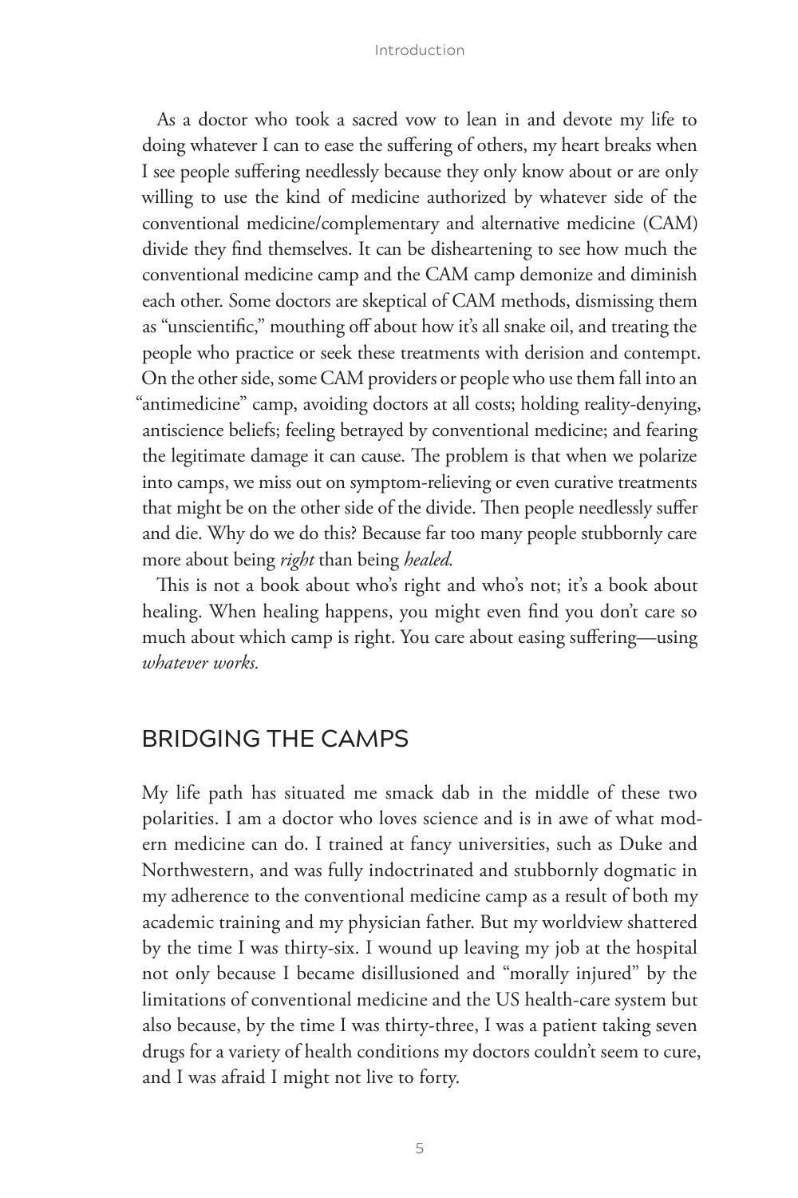As a doctor who took a sacred vow to lean in and devote my life to doing whatever I can to ease the suffering of others, my heart breaks when I see people suffering needlessly because they only know about or are only willing to use the kind of medicine authorized by whatever side of the conventional medicine/complementary and alternative medicine (CAM) divide they find themselves. It can be disheartening to see how much the conventional medicine camp and the CAM camp demonize and diminish each other. Some doctors are skeptical of CAM methods, dismissing them as "unscientific," mouthing off about how it's all snake oil, and treating the people who practice or seek these treatments with derision and contempt. On the other side, some CAM providers or people who use them fall into an "antimedicine" camp, avoiding doctors at all costs; holding reality-denying, antiscience beliefs; feeling betrayed by conventional medicine; and fearing the legitimate damage it can cause. The problem is that when we polarize into camps, we miss out on symptom-relieving or even curative treatments that might be on the other side of the divide. Then people needlessly suffer and die. Why do we do this? Because far too many people stubbornly care more about being *right* than being *healed.*

This is not a book about who's right and who's not; it's a book about healing. When healing happens, you might even find you don't care so much about which camp is right. You care about easing suffering—using *whatever works.*

## BRIDGING THE CAMPS

My life path has situated me smack dab in the middle of these two polarities. I am a doctor who loves science and is in awe of what modern medicine can do. I trained at fancy universities, such as Duke and Northwestern, and was fully indoctrinated and stubbornly dogmatic in my adherence to the conventional medicine camp as a result of both my academic training and my physician father. But my worldview shattered by the time I was thirty-six. I wound up leaving my job at the hospital not only because I became disillusioned and "morally injured" by the limitations of conventional medicine and the US health-care system but also because, by the time I was thirty-three, I was a patient taking seven drugs for a variety of health conditions my doctors couldn't seem to cure, and I was afraid I might not live to forty.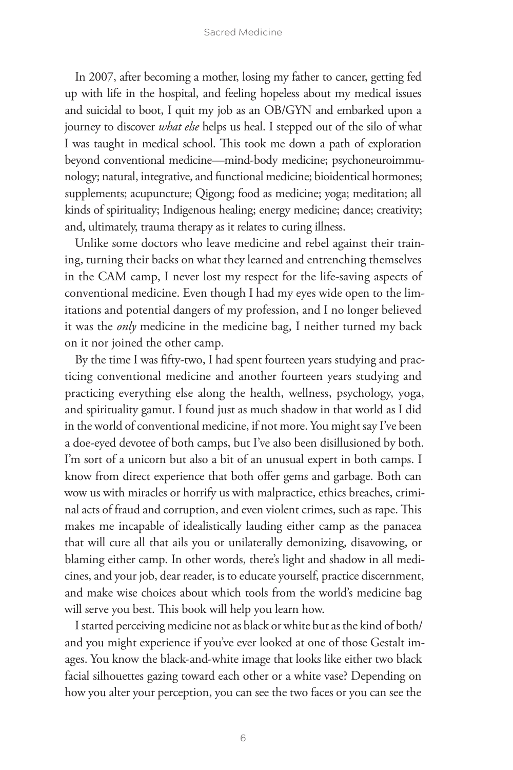In 2007, after becoming a mother, losing my father to cancer, getting fed up with life in the hospital, and feeling hopeless about my medical issues and suicidal to boot, I quit my job as an OB/GYN and embarked upon a journey to discover *what else* helps us heal. I stepped out of the silo of what I was taught in medical school. This took me down a path of exploration beyond conventional medicine—mind-body medicine; psychoneuroimmunology; natural, integrative, and functional medicine; bioidentical hormones; supplements; acupuncture; Qigong; food as medicine; yoga; meditation; all kinds of spirituality; Indigenous healing; energy medicine; dance; creativity; and, ultimately, trauma therapy as it relates to curing illness.

Unlike some doctors who leave medicine and rebel against their training, turning their backs on what they learned and entrenching themselves in the CAM camp, I never lost my respect for the life-saving aspects of conventional medicine. Even though I had my eyes wide open to the limitations and potential dangers of my profession, and I no longer believed it was the *only* medicine in the medicine bag, I neither turned my back on it nor joined the other camp.

By the time I was fifty-two, I had spent fourteen years studying and practicing conventional medicine and another fourteen years studying and practicing everything else along the health, wellness, psychology, yoga, and spirituality gamut. I found just as much shadow in that world as I did in the world of conventional medicine, if not more. You might say I've been a doe-eyed devotee of both camps, but I've also been disillusioned by both. I'm sort of a unicorn but also a bit of an unusual expert in both camps. I know from direct experience that both offer gems and garbage. Both can wow us with miracles or horrify us with malpractice, ethics breaches, criminal acts of fraud and corruption, and even violent crimes, such as rape. This makes me incapable of idealistically lauding either camp as the panacea that will cure all that ails you or unilaterally demonizing, disavowing, or blaming either camp. In other words, there's light and shadow in all medicines, and your job, dear reader, is to educate yourself, practice discernment, and make wise choices about which tools from the world's medicine bag will serve you best. This book will help you learn how.

I started perceiving medicine not as black or white but as the kind of both/and you might experience if you've ever looked at one of those Gestalt images. You know the black-and-white image that looks like either two black facial silhouettes gazing toward each other or a white vase? Depending on how you alter your perception, you can see the two faces or you can see the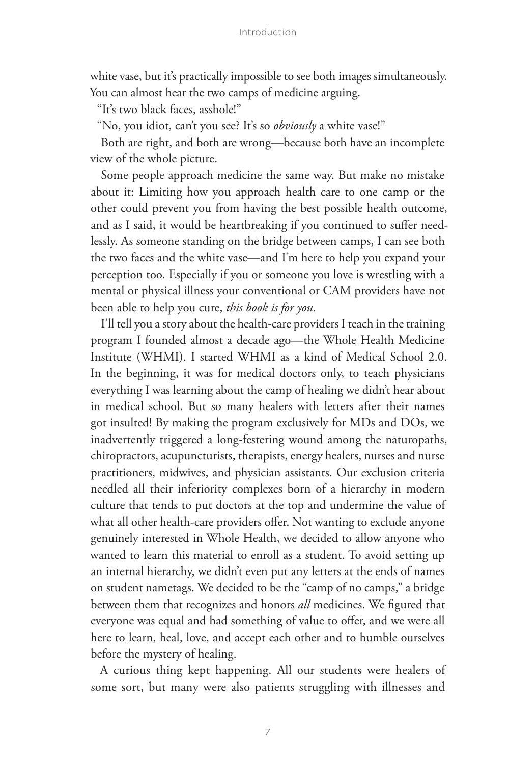white vase, but it's practically impossible to see both images simultaneously. You can almost hear the two camps of medicine arguing.

"It's two black faces, asshole!"

"No, you idiot, can't you see? It's so *obviously* a white vase!"

Both are right, and both are wrong—because both have an incomplete view of the whole picture.

Some people approach medicine the same way. But make no mistake about it: Limiting how you approach health care to one camp or the other could prevent you from having the best possible health outcome, and as I said, it would be heartbreaking if you continued to suffer needlessly. As someone standing on the bridge between camps, I can see both the two faces and the white vase—and I'm here to help you expand your perception too. Especially if you or someone you love is wrestling with a mental or physical illness your conventional or CAM providers have not been able to help you cure, *this book is for you.*

I'll tell you a story about the health-care providers I teach in the training program I founded almost a decade ago—the Whole Health Medicine Institute (WHMI). I started WHMI as a kind of Medical School 2.0. In the beginning, it was for medical doctors only, to teach physicians everything I was learning about the camp of healing we didn't hear about in medical school. But so many healers with letters after their names got insulted! By making the program exclusively for MDs and DOs, we inadvertently triggered a long-festering wound among the naturopaths, chiropractors, acupuncturists, therapists, energy healers, nurses and nurse practitioners, midwives, and physician assistants. Our exclusion criteria needled all their inferiority complexes born of a hierarchy in modern culture that tends to put doctors at the top and undermine the value of what all other health-care providers offer. Not wanting to exclude anyone genuinely interested in Whole Health, we decided to allow anyone who wanted to learn this material to enroll as a student. To avoid setting up an internal hierarchy, we didn't even put any letters at the ends of names on student nametags. We decided to be the "camp of no camps," a bridge between them that recognizes and honors *all* medicines. We figured that everyone was equal and had something of value to offer, and we were all here to learn, heal, love, and accept each other and to humble ourselves before the mystery of healing.

A curious thing kept happening. All our students were healers of some sort, but many were also patients struggling with illnesses and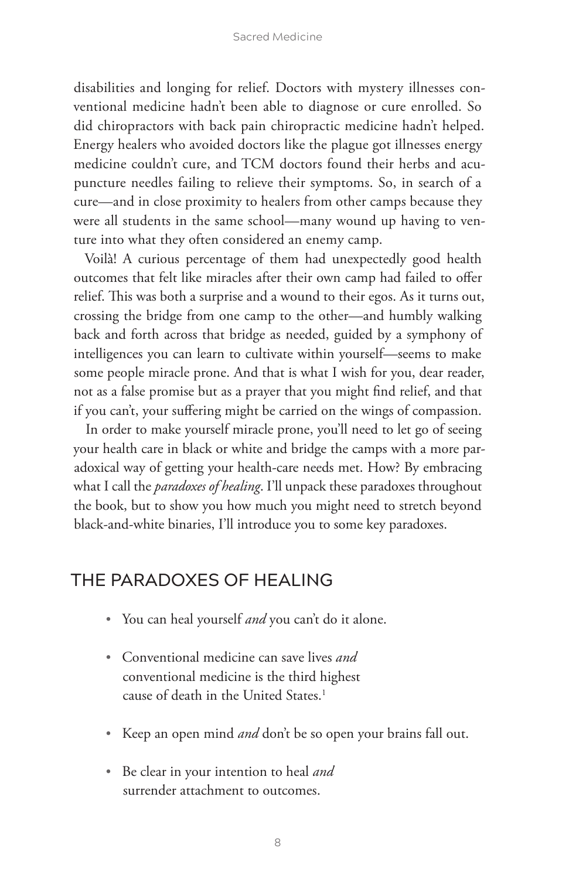disabilities and longing for relief. Doctors with mystery illnesses conventional medicine hadn't been able to diagnose or cure enrolled. So did chiropractors with back pain chiropractic medicine hadn't helped. Energy healers who avoided doctors like the plague got illnesses energy medicine couldn't cure, and TCM doctors found their herbs and acupuncture needles failing to relieve their symptoms. So, in search of a cure—and in close proximity to healers from other camps because they were all students in the same school—many wound up having to venture into what they often considered an enemy camp.

Voilà! A curious percentage of them had unexpectedly good health outcomes that felt like miracles after their own camp had failed to offer relief. This was both a surprise and a wound to their egos. As it turns out, crossing the bridge from one camp to the other—and humbly walking back and forth across that bridge as needed, guided by a symphony of intelligences you can learn to cultivate within yourself—seems to make some people miracle prone. And that is what I wish for you, dear reader, not as a false promise but as a prayer that you might find relief, and that if you can't, your suffering might be carried on the wings of compassion.

In order to make yourself miracle prone, you'll need to let go of seeing your health care in black or white and bridge the camps with a more paradoxical way of getting your health-care needs met. How? By embracing what I call the *paradoxes of healing*. I'll unpack these paradoxes throughout the book, but to show you how much you might need to stretch beyond black-and-white binaries, I'll introduce you to some key paradoxes.

## THE PARADOXES OF HEALING

- You can heal yourself *and* you can't do it alone.
- Conventional medicine can save lives *and* conventional medicine is the third highest cause of death in the United States.[1]
- Keep an open mind *and* don't be so open your brains fall out.
- Be clear in your intention to heal *and* surrender attachment to outcomes.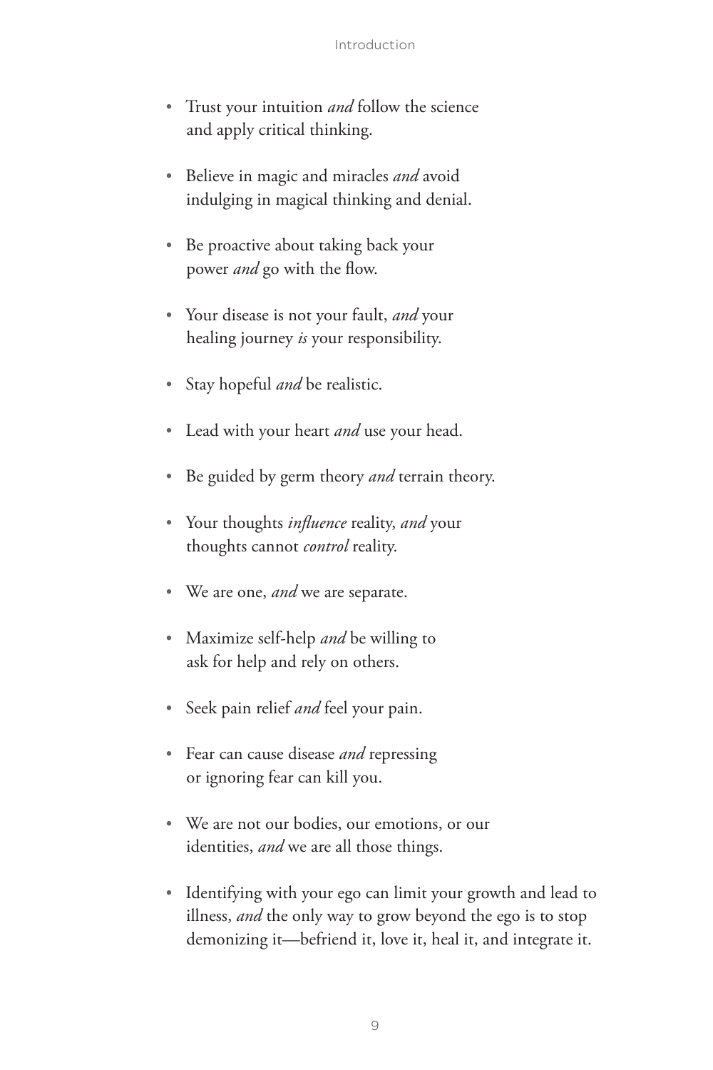- Trust your intuition *and* follow the science and apply critical thinking.

- Believe in magic and miracles *and* avoid indulging in magical thinking and denial.

- Be proactive about taking back your power *and* go with the flow.

- Your disease is not your fault, *and* your healing journey *is* your responsibility.

- Stay hopeful *and* be realistic.

- Lead with your heart *and* use your head.

- Be guided by germ theory *and* terrain theory.

- Your thoughts *influence* reality, *and* your thoughts cannot *control* reality.

- We are one, *and* we are separate.

- Maximize self-help *and* be willing to ask for help and rely on others.

- Seek pain relief *and* feel your pain.

- Fear can cause disease *and* repressing or ignoring fear can kill you.

- We are not our bodies, our emotions, or our identities, *and* we are all those things.

- Identifying with your ego can limit your growth and lead to illness, *and* the only way to grow beyond the ego is to stop demonizing it—befriend it, love it, heal it, and integrate it.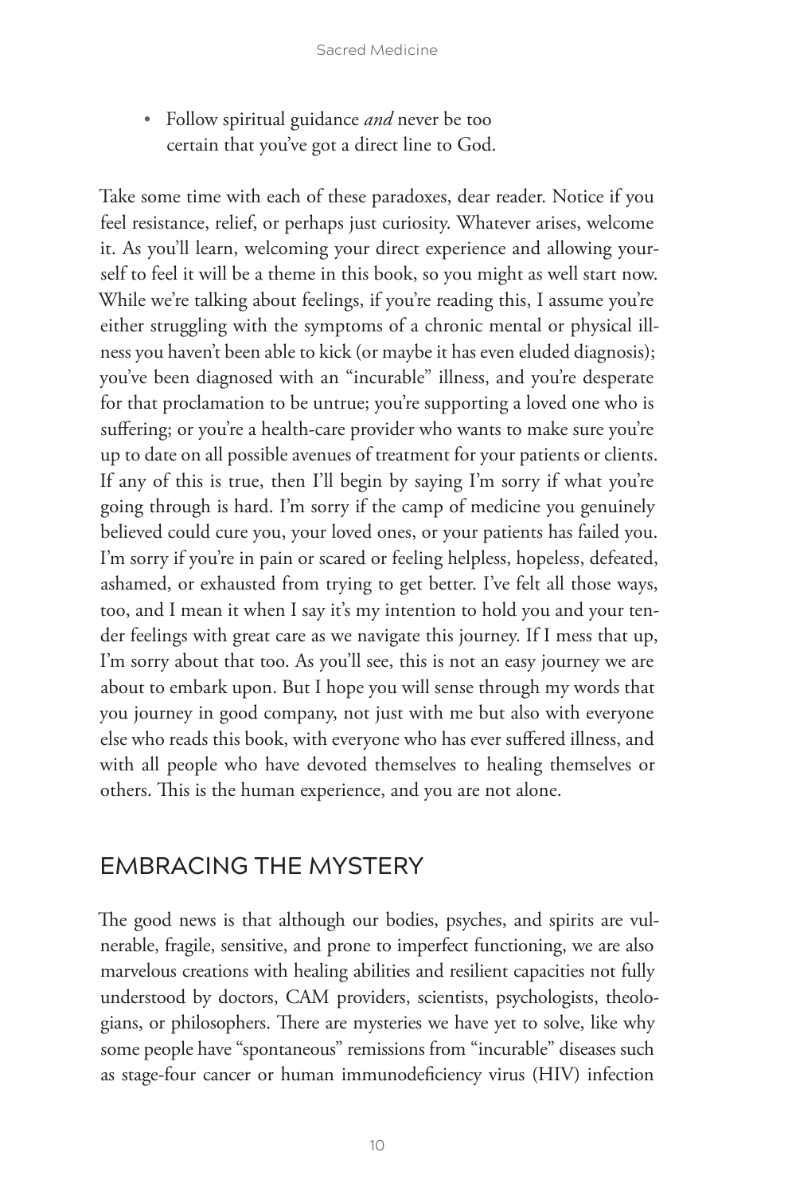- Follow spiritual guidance *and* never be too certain that you've got a direct line to God.

Take some time with each of these paradoxes, dear reader. Notice if you feel resistance, relief, or perhaps just curiosity. Whatever arises, welcome it. As you'll learn, welcoming your direct experience and allowing yourself to feel it will be a theme in this book, so you might as well start now. While we're talking about feelings, if you're reading this, I assume you're either struggling with the symptoms of a chronic mental or physical illness you haven't been able to kick (or maybe it has even eluded diagnosis); you've been diagnosed with an "incurable" illness, and you're desperate for that proclamation to be untrue; you're supporting a loved one who is suffering; or you're a health-care provider who wants to make sure you're up to date on all possible avenues of treatment for your patients or clients. If any of this is true, then I'll begin by saying I'm sorry if what you're going through is hard. I'm sorry if the camp of medicine you genuinely believed could cure you, your loved ones, or your patients has failed you. I'm sorry if you're in pain or scared or feeling helpless, hopeless, defeated, ashamed, or exhausted from trying to get better. I've felt all those ways, too, and I mean it when I say it's my intention to hold you and your tender feelings with great care as we navigate this journey. If I mess that up, I'm sorry about that too. As you'll see, this is not an easy journey we are about to embark upon. But I hope you will sense through my words that you journey in good company, not just with me but also with everyone else who reads this book, with everyone who has ever suffered illness, and with all people who have devoted themselves to healing themselves or others. This is the human experience, and you are not alone.

## EMBRACING THE MYSTERY

The good news is that although our bodies, psyches, and spirits are vulnerable, fragile, sensitive, and prone to imperfect functioning, we are also marvelous creations with healing abilities and resilient capacities not fully understood by doctors, CAM providers, scientists, psychologists, theologians, or philosophers. There are mysteries we have yet to solve, like why some people have "spontaneous" remissions from "incurable" diseases such as stage-four cancer or human immunodeficiency virus (HIV) infection